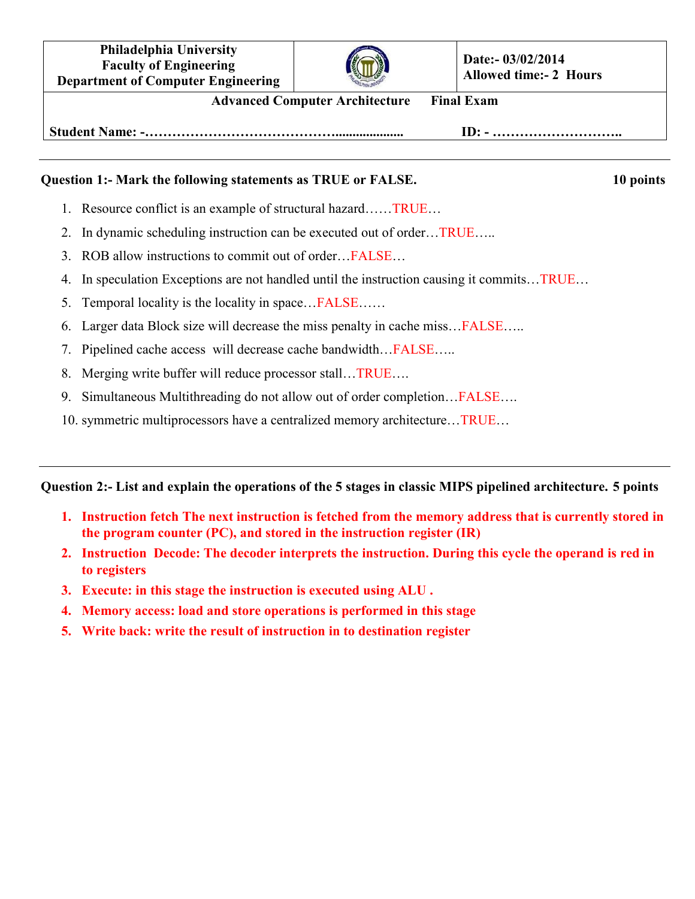| Philadelphia University<br>Faculty of Engineering<br>Department of Computer Engineering | | Date:- 03/02/2014<br>Allowed time:- 2 Hours |
|---|---|---|
| | **Advanced Computer Architecture Final Exam** | |
| **Student Name: -……………………………………....................** | | **ID: - ………………………..** |

---

**Question 1:- Mark the following statements as TRUE or FALSE.** **10 points**

1. Resource conflict is an example of structural hazard……TRUE…
2. In dynamic scheduling instruction can be executed out of order…TRUE…..
3. ROB allow instructions to commit out of order…FALSE…
4. In speculation Exceptions are not handled until the instruction causing it commits…TRUE…
5. Temporal locality is the locality in space…FALSE……
6. Larger data Block size will decrease the miss penalty in cache miss…FALSE…..
7. Pipelined cache access will decrease cache bandwidth…FALSE…..
8. Merging write buffer will reduce processor stall…TRUE….
9. Simultaneous Multithreading do not allow out of order completion…FALSE….
10. symmetric multiprocessors have a centralized memory architecture…TRUE…

---

**Question 2:- List and explain the operations of the 5 stages in classic MIPS pipelined architecture. 5 points**

1. **Instruction fetch The next instruction is fetched from the memory address that is currently stored in the program counter (PC), and stored in the instruction register (IR)**
2. **Instruction Decode: The decoder interprets the instruction. During this cycle the operand is red in to registers**
3. **Execute: in this stage the instruction is executed using ALU .**
4. **Memory access: load and store operations is performed in this stage**
5. **Write back: write the result of instruction in to destination register**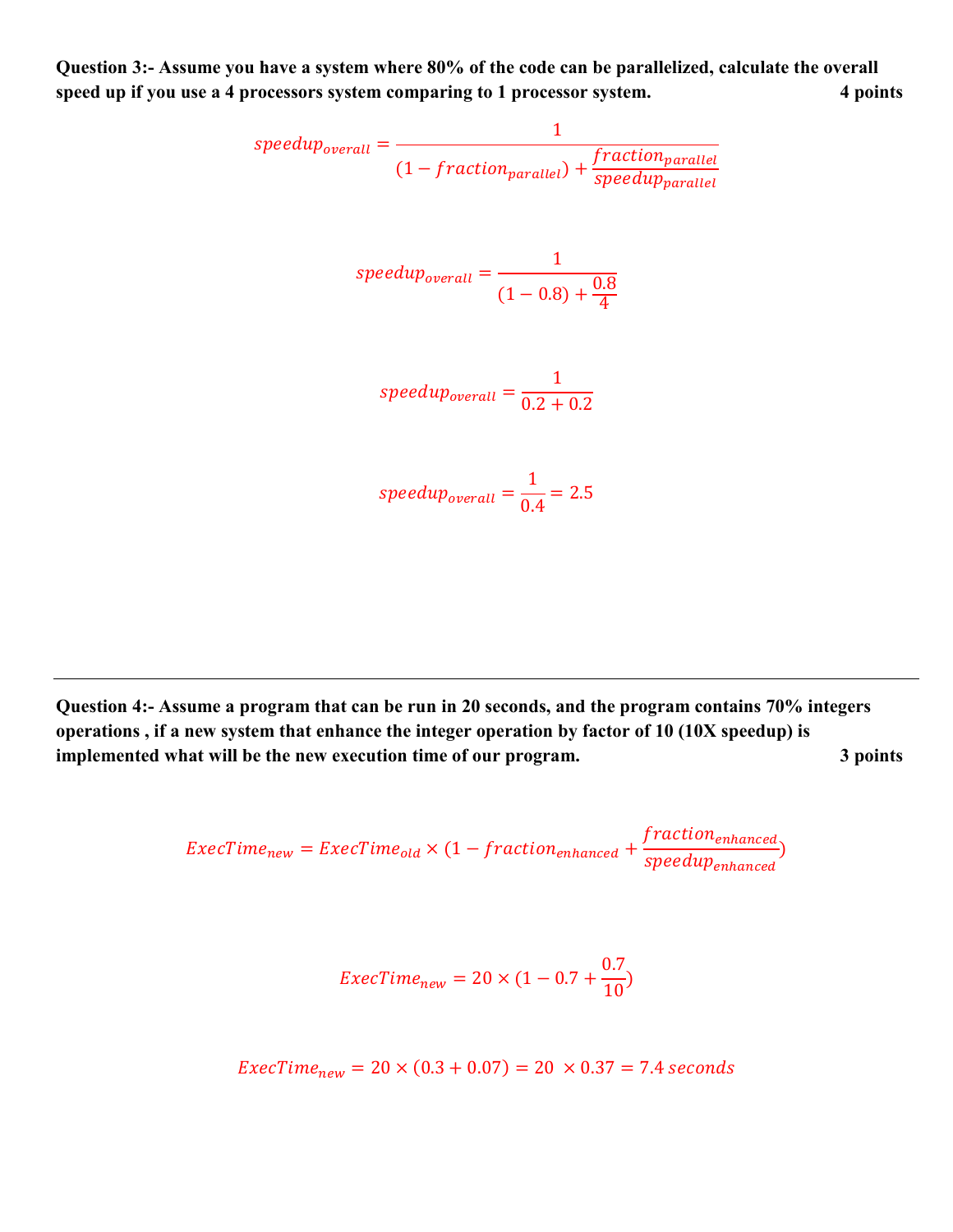**Question 3:- Assume you have a system where 80% of the code can be parallelized, calculate the overall speed up if you use a 4 processors system comparing to 1 processor system.** **4 points**

$$speedup_{overall} = \frac{1}{(1 - fraction_{parallel}) + \frac{fraction_{parallel}}{speedup_{parallel}}}$$

$$speedup_{overall} = \frac{1}{(1 - 0.8) + \frac{0.8}{4}}$$

$$speedup_{overall} = \frac{1}{0.2 + 0.2}$$

$$speedup_{overall} = \frac{1}{0.4} = 2.5$$

---

**Question 4:- Assume a program that can be run in 20 seconds, and the program contains 70% integers operations , if a new system that enhance the integer operation by factor of 10 (10X speedup) is implemented what will be the new execution time of our program.** **3 points**

$$ExecTime_{new} = ExecTime_{old} \times (1 - fraction_{enhanced} + \frac{fraction_{enhanced}}{speedup_{enhanced}})$$

$$ExecTime_{new} = 20 \times (1 - 0.7 + \frac{0.7}{10})$$

$$ExecTime_{new} = 20 \times (0.3 + 0.07) = 20 \times 0.37 = 7.4\ seconds$$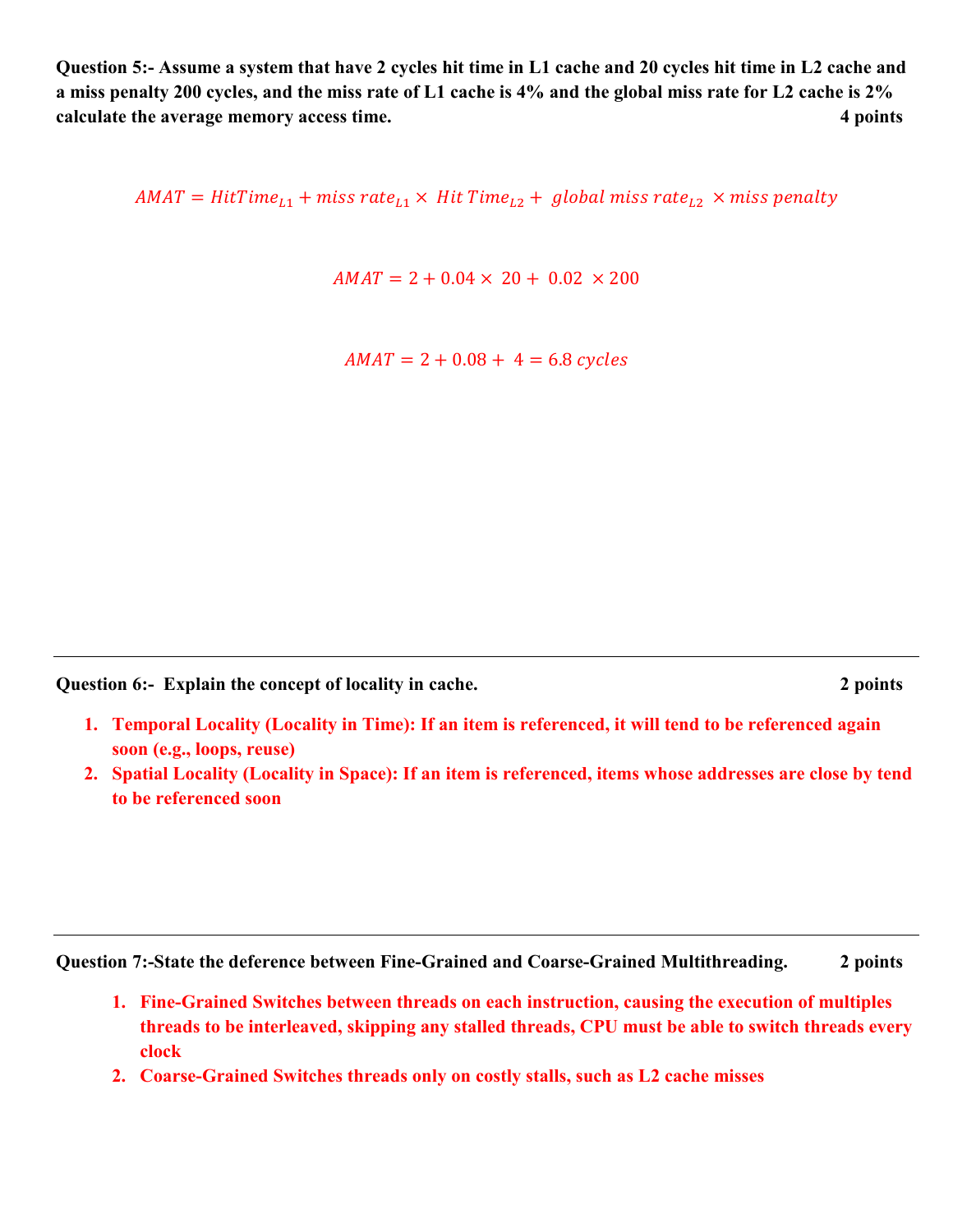**Question 5:- Assume a system that have 2 cycles hit time in L1 cache and 20 cycles hit time in L2 cache and a miss penalty 200 cycles, and the miss rate of L1 cache is 4% and the global miss rate for L2 cache is 2% calculate the average memory access time.** **4 points**

$$AMAT = HitTime_{L1} + miss\ rate_{L1} \times\ Hit\ Time_{L2} +\ global\ miss\ rate_{L2}\ \times miss\ penalty$$

$$AMAT = 2 + 0.04 \times\ 20 +\ 0.02\ \times 200$$

$$AMAT = 2 + 0.08 +\ 4 = 6.8\ cycles$$

---

**Question 6:- Explain the concept of locality in cache.** **2 points**

1. **Temporal Locality (Locality in Time): If an item is referenced, it will tend to be referenced again soon (e.g., loops, reuse)**
2. **Spatial Locality (Locality in Space): If an item is referenced, items whose addresses are close by tend to be referenced soon**

---

**Question 7:-State the deference between Fine-Grained and Coarse-Grained Multithreading.** **2 points**

1. **Fine-Grained Switches between threads on each instruction, causing the execution of multiples threads to be interleaved, skipping any stalled threads, CPU must be able to switch threads every clock**
2. **Coarse-Grained Switches threads only on costly stalls, such as L2 cache misses**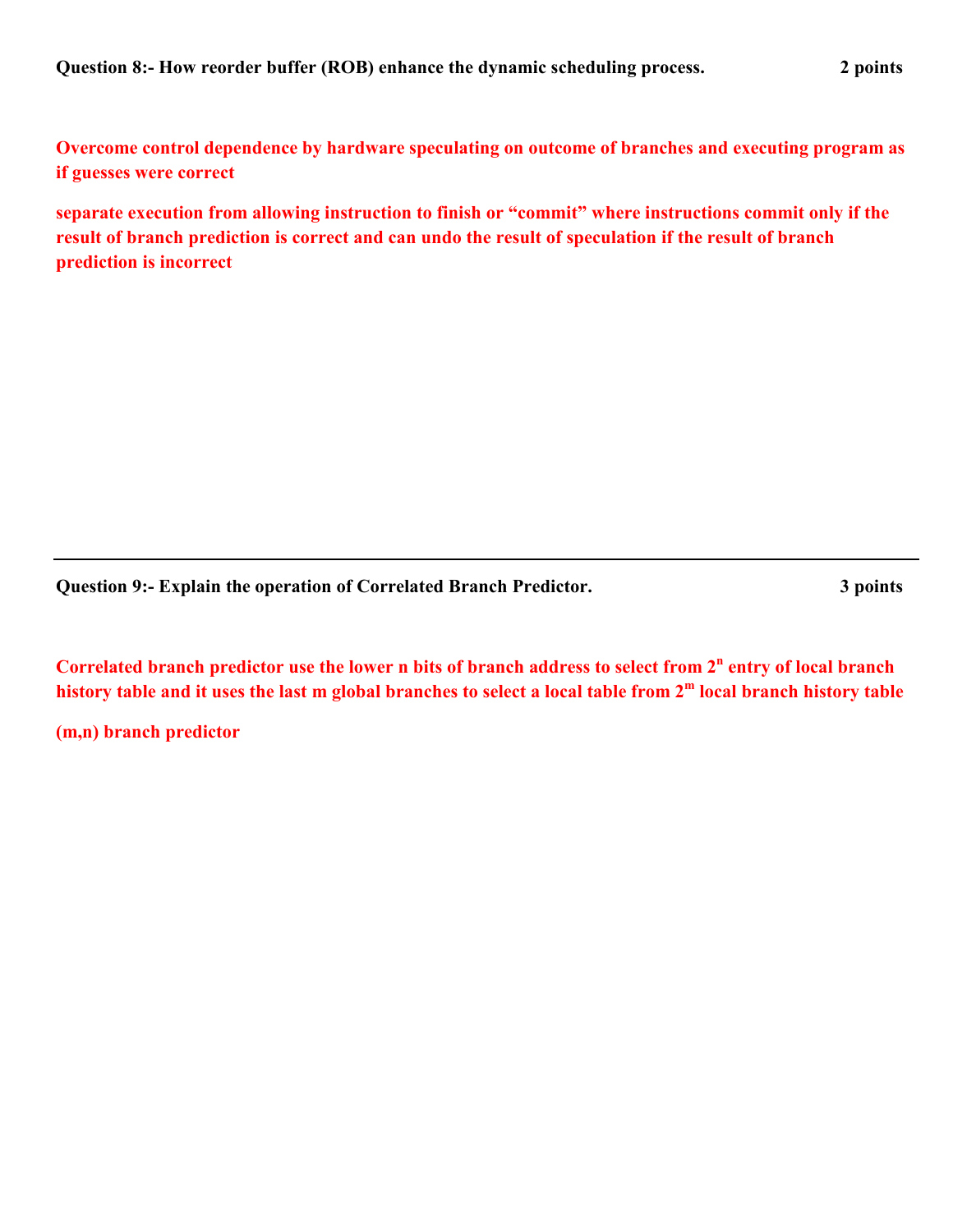**Question 8:- How reorder buffer (ROB) enhance the dynamic scheduling process. 2 points**

**Overcome control dependence by hardware speculating on outcome of branches and executing program as if guesses were correct**

**separate execution from allowing instruction to finish or "commit" where instructions commit only if the result of branch prediction is correct and can undo the result of speculation if the result of branch prediction is incorrect**

---

**Question 9:- Explain the operation of Correlated Branch Predictor. 3 points**

**Correlated branch predictor use the lower n bits of branch address to select from $2^n$ entry of local branch history table and it uses the last m global branches to select a local table from $2^m$ local branch history table**

**(m,n) branch predictor**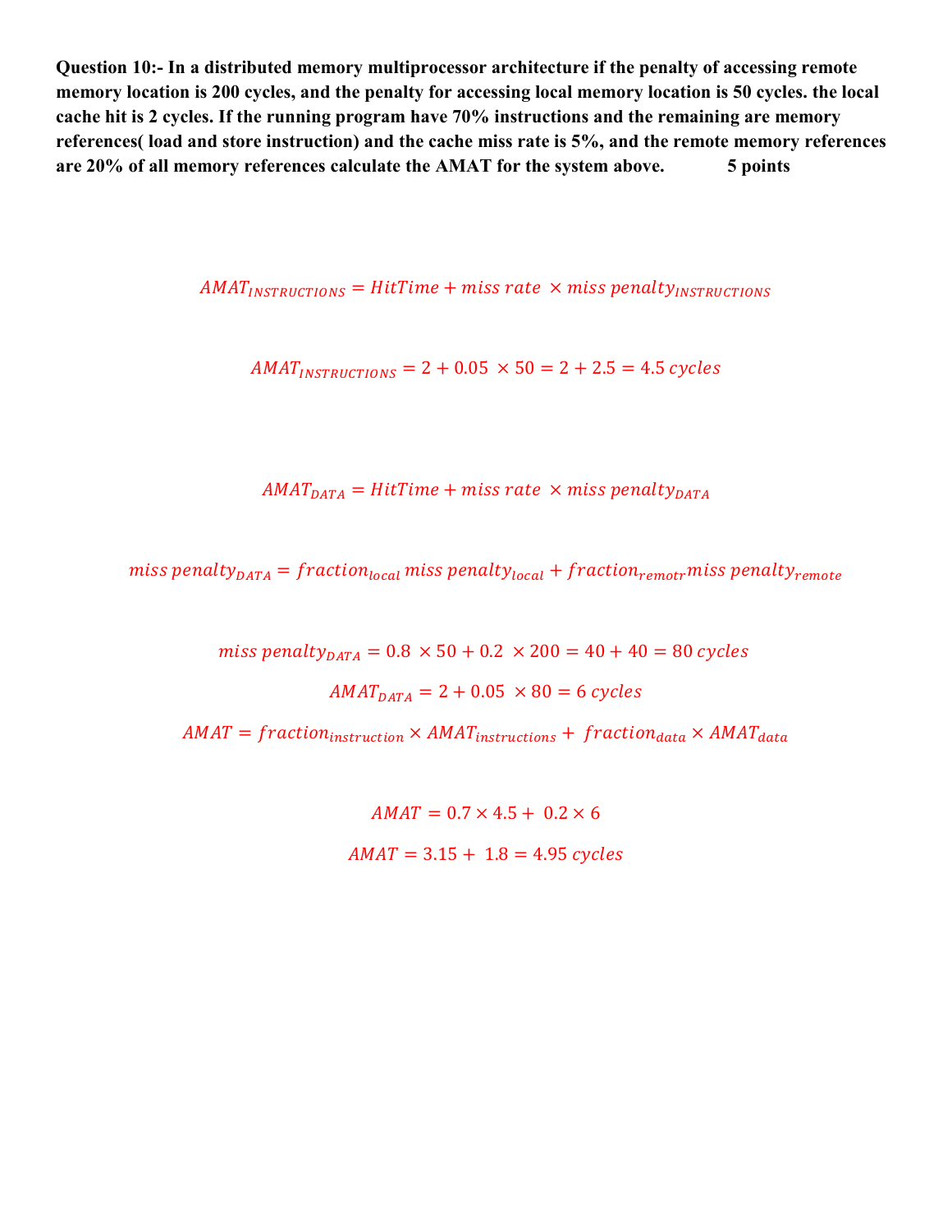**Question 10:- In a distributed memory multiprocessor architecture if the penalty of accessing remote memory location is 200 cycles, and the penalty for accessing local memory location is 50 cycles. the local cache hit is 2 cycles. If the running program have 70% instructions and the remaining are memory references( load and store instruction) and the cache miss rate is 5%, and the remote memory references are 20% of all memory references calculate the AMAT for the system above. 5 points**

$$AMAT_{INSTRUCTIONS} = HitTime + miss\ rate\ \times miss\ penalty_{INSTRUCTIONS}$$

$$AMAT_{INSTRUCTIONS} = 2 + 0.05\ \times 50 = 2 + 2.5 = 4.5\ cycles$$

$$AMAT_{DATA} = HitTime + miss\ rate\ \times miss\ penalty_{DATA}$$

$$miss\ penalty_{DATA} = fraction_{local}\ miss\ penalty_{local} + fraction_{remotr} miss\ penalty_{remote}$$

$$miss\ penalty_{DATA} = 0.8\ \times 50 + 0.2\ \times 200 = 40 + 40 = 80\ cycles$$

$$AMAT_{DATA} = 2 + 0.05\ \times 80 = 6\ cycles$$

$$AMAT = fraction_{instruction} \times AMAT_{instructions} + \ fraction_{data} \times AMAT_{data}$$

$$AMAT = 0.7 \times 4.5 + \ 0.2 \times 6$$

$$AMAT = 3.15 + \ 1.8 = 4.95\ cycles$$